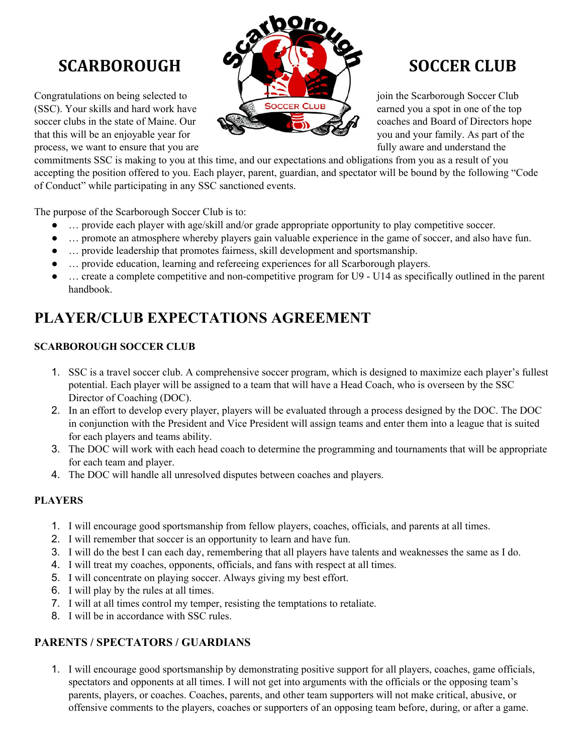# SCARBOROUGH SOCCER CLUB

Congratulations on being selected to join the Scarborough Soccer Club (SSC). Your skills and hard work have earned you a spot in one of the top soccer clubs in the state of Maine. Our coaches and Board of Directors hope that this will be an enjoyable year for you and your family. As part of the process, we want to ensure that you are fully aware and understand the commitments SSC is making to you at this time, and our expectations and obligations from you as a result of you accepting the position offered to you. Each player, parent, guardian, and spectator will be bound by the following "Code of Conduct" while participating in any SSC sanctioned events.

The purpose of the Scarborough Soccer Club is to:

- … provide each player with age/skill and/or grade appropriate opportunity to play competitive soccer.
- … promote an atmosphere whereby players gain valuable experience in the game of soccer, and also have fun.
- … provide leadership that promotes fairness, skill development and sportsmanship.
- … provide education, learning and refereeing experiences for all Scarborough players.
- … create a complete competitive and non-competitive program for U9 - U14 as specifically outlined in the parent handbook.

## PLAYER/CLUB EXPECTATIONS AGREEMENT

### SCARBOROUGH SOCCER CLUB

1. SSC is a travel soccer club. A comprehensive soccer program, which is designed to maximize each player's fullest potential. Each player will be assigned to a team that will have a Head Coach, who is overseen by the SSC Director of Coaching (DOC).
2. In an effort to develop every player, players will be evaluated through a process designed by the DOC. The DOC in conjunction with the President and Vice President will assign teams and enter them into a league that is suited for each players and teams ability.
3. The DOC will work with each head coach to determine the programming and tournaments that will be appropriate for each team and player.
4. The DOC will handle all unresolved disputes between coaches and players.

### PLAYERS

1. I will encourage good sportsmanship from fellow players, coaches, officials, and parents at all times.
2. I will remember that soccer is an opportunity to learn and have fun.
3. I will do the best I can each day, remembering that all players have talents and weaknesses the same as I do.
4. I will treat my coaches, opponents, officials, and fans with respect at all times.
5. I will concentrate on playing soccer. Always giving my best effort.
6. I will play by the rules at all times.
7. I will at all times control my temper, resisting the temptations to retaliate.
8. I will be in accordance with SSC rules.

### PARENTS / SPECTATORS / GUARDIANS

1. I will encourage good sportsmanship by demonstrating positive support for all players, coaches, game officials, spectators and opponents at all times. I will not get into arguments with the officials or the opposing team's parents, players, or coaches. Coaches, parents, and other team supporters will not make critical, abusive, or offensive comments to the players, coaches or supporters of an opposing team before, during, or after a game.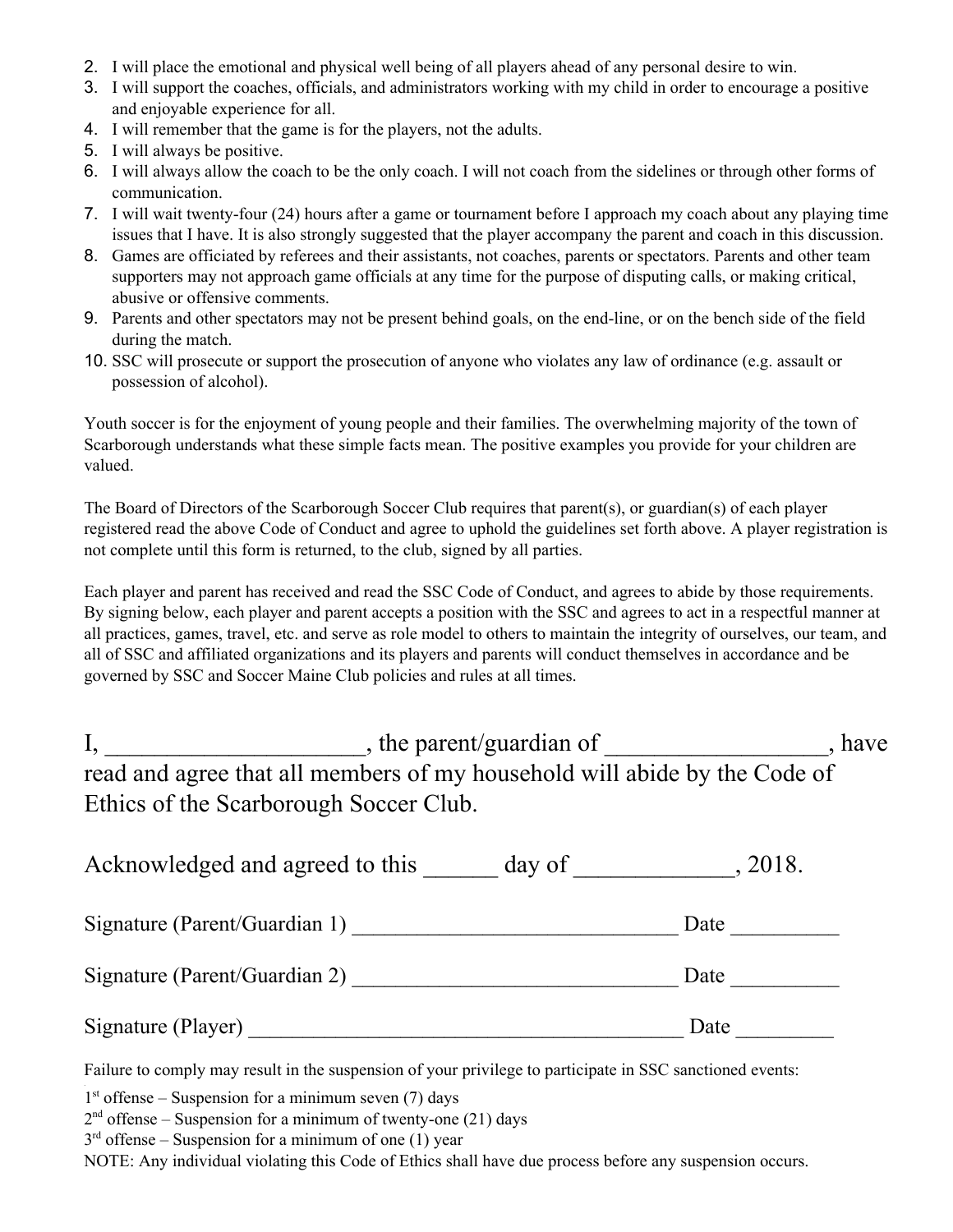2. I will place the emotional and physical well being of all players ahead of any personal desire to win.
3. I will support the coaches, officials, and administrators working with my child in order to encourage a positive and enjoyable experience for all.
4. I will remember that the game is for the players, not the adults.
5. I will always be positive.
6. I will always allow the coach to be the only coach. I will not coach from the sidelines or through other forms of communication.
7. I will wait twenty-four (24) hours after a game or tournament before I approach my coach about any playing time issues that I have. It is also strongly suggested that the player accompany the parent and coach in this discussion.
8. Games are officiated by referees and their assistants, not coaches, parents or spectators. Parents and other team supporters may not approach game officials at any time for the purpose of disputing calls, or making critical, abusive or offensive comments.
9. Parents and other spectators may not be present behind goals, on the end-line, or on the bench side of the field during the match.
10. SSC will prosecute or support the prosecution of anyone who violates any law of ordinance (e.g. assault or possession of alcohol).

Youth soccer is for the enjoyment of young people and their families. The overwhelming majority of the town of Scarborough understands what these simple facts mean. The positive examples you provide for your children are valued.

The Board of Directors of the Scarborough Soccer Club requires that parent(s), or guardian(s) of each player registered read the above Code of Conduct and agree to uphold the guidelines set forth above. A player registration is not complete until this form is returned, to the club, signed by all parties.

Each player and parent has received and read the SSC Code of Conduct, and agrees to abide by those requirements. By signing below, each player and parent accepts a position with the SSC and agrees to act in a respectful manner at all practices, games, travel, etc. and serve as role model to others to maintain the integrity of ourselves, our team, and all of SSC and affiliated organizations and its players and parents will conduct themselves in accordance and be governed by SSC and Soccer Maine Club policies and rules at all times.

I, _____________________, the parent/guardian of __________________, have read and agree that all members of my household will abide by the Code of Ethics of the Scarborough Soccer Club.

Acknowledged and agreed to this ______ day of _____________, 2018.

Signature (Parent/Guardian 1) ______________________________ Date __________

Signature (Parent/Guardian 2) ______________________________ Date __________

Signature (Player) ________________________________________ Date _________

Failure to comply may result in the suspension of your privilege to participate in SSC sanctioned events:

1st offense – Suspension for a minimum seven (7) days
2nd offense – Suspension for a minimum of twenty-one (21) days
3rd offense – Suspension for a minimum of one (1) year
NOTE: Any individual violating this Code of Ethics shall have due process before any suspension occurs.